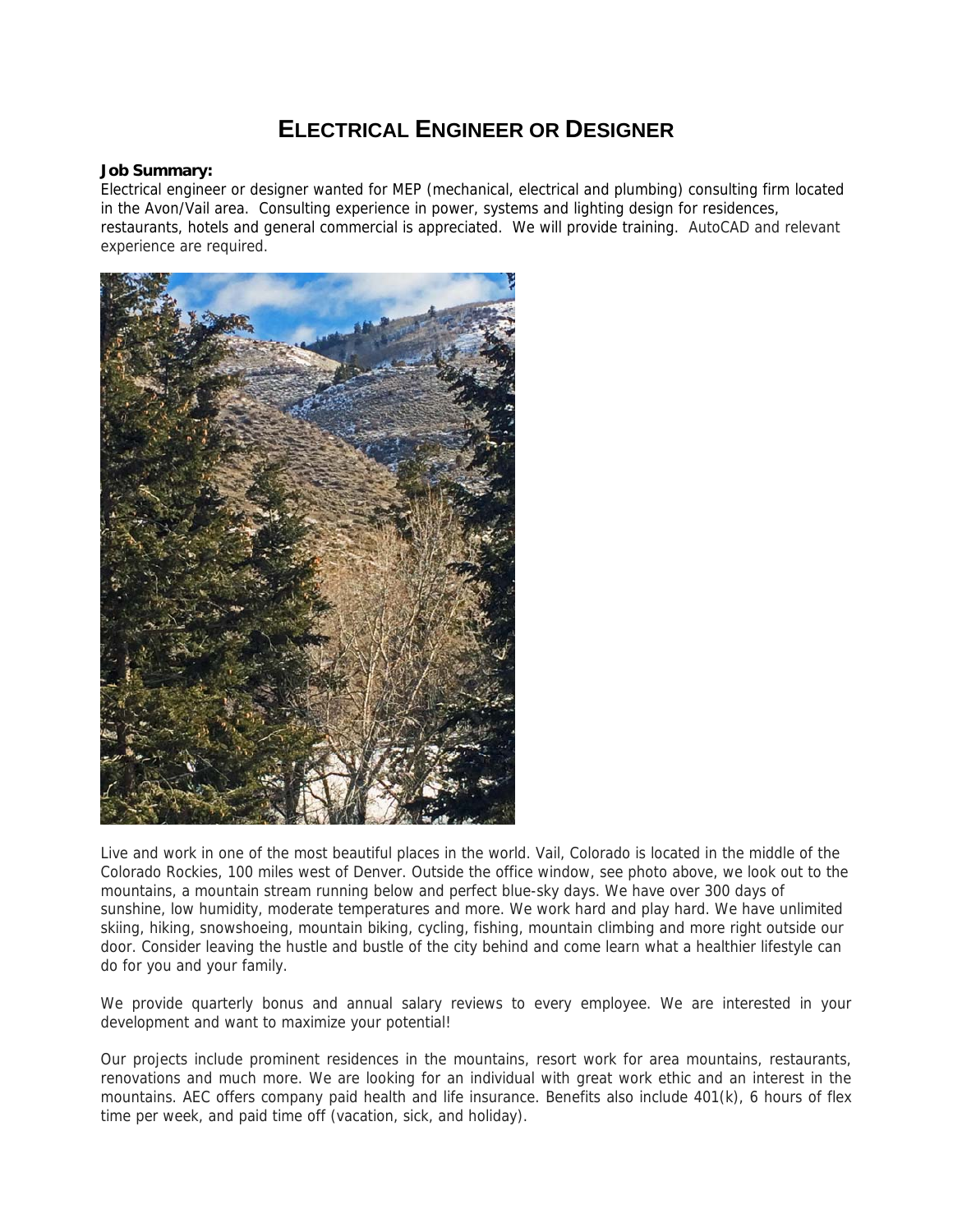# ELECTRICAL ENGINEER OR DESIGNER

**Job Summary:**
Electrical engineer or designer wanted for MEP (mechanical, electrical and plumbing) consulting firm located in the Avon/Vail area. Consulting experience in power, systems and lighting design for residences, restaurants, hotels and general commercial is appreciated. We will provide training. AutoCAD and relevant experience are required.

Live and work in one of the most beautiful places in the world. Vail, Colorado is located in the middle of the Colorado Rockies, 100 miles west of Denver. Outside the office window, see photo above, we look out to the mountains, a mountain stream running below and perfect blue-sky days. We have over 300 days of sunshine, low humidity, moderate temperatures and more. We work hard and play hard. We have unlimited skiing, hiking, snowshoeing, mountain biking, cycling, fishing, mountain climbing and more right outside our door. Consider leaving the hustle and bustle of the city behind and come learn what a healthier lifestyle can do for you and your family.

We provide quarterly bonus and annual salary reviews to every employee. We are interested in your development and want to maximize your potential!

Our projects include prominent residences in the mountains, resort work for area mountains, restaurants, renovations and much more. We are looking for an individual with great work ethic and an interest in the mountains. AEC offers company paid health and life insurance. Benefits also include 401(k), 6 hours of flex time per week, and paid time off (vacation, sick, and holiday).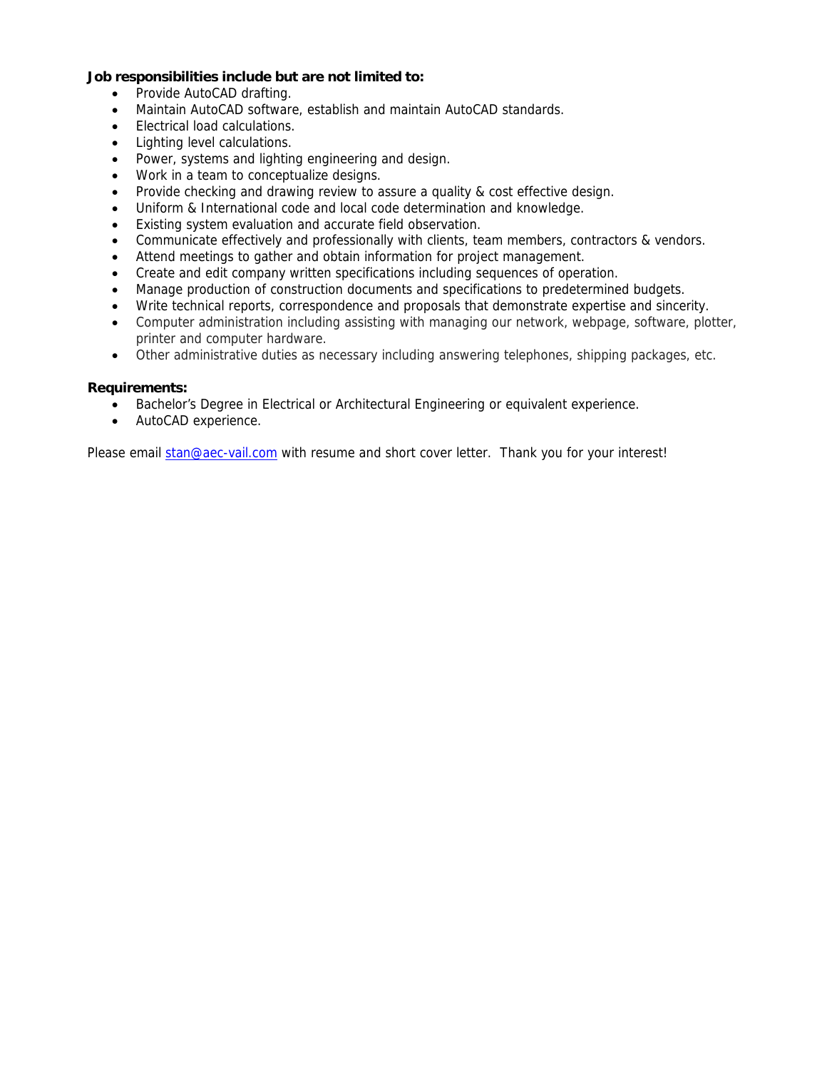**Job responsibilities include but are not limited to:**

- Provide AutoCAD drafting.
- Maintain AutoCAD software, establish and maintain AutoCAD standards.
- Electrical load calculations.
- Lighting level calculations.
- Power, systems and lighting engineering and design.
- Work in a team to conceptualize designs.
- Provide checking and drawing review to assure a quality & cost effective design.
- Uniform & International code and local code determination and knowledge.
- Existing system evaluation and accurate field observation.
- Communicate effectively and professionally with clients, team members, contractors & vendors.
- Attend meetings to gather and obtain information for project management.
- Create and edit company written specifications including sequences of operation.
- Manage production of construction documents and specifications to predetermined budgets.
- Write technical reports, correspondence and proposals that demonstrate expertise and sincerity.
- Computer administration including assisting with managing our network, webpage, software, plotter, printer and computer hardware.
- Other administrative duties as necessary including answering telephones, shipping packages, etc.

**Requirements:**

- Bachelor's Degree in Electrical or Architectural Engineering or equivalent experience.
- AutoCAD experience.

Please email stan@aec-vail.com with resume and short cover letter. Thank you for your interest!